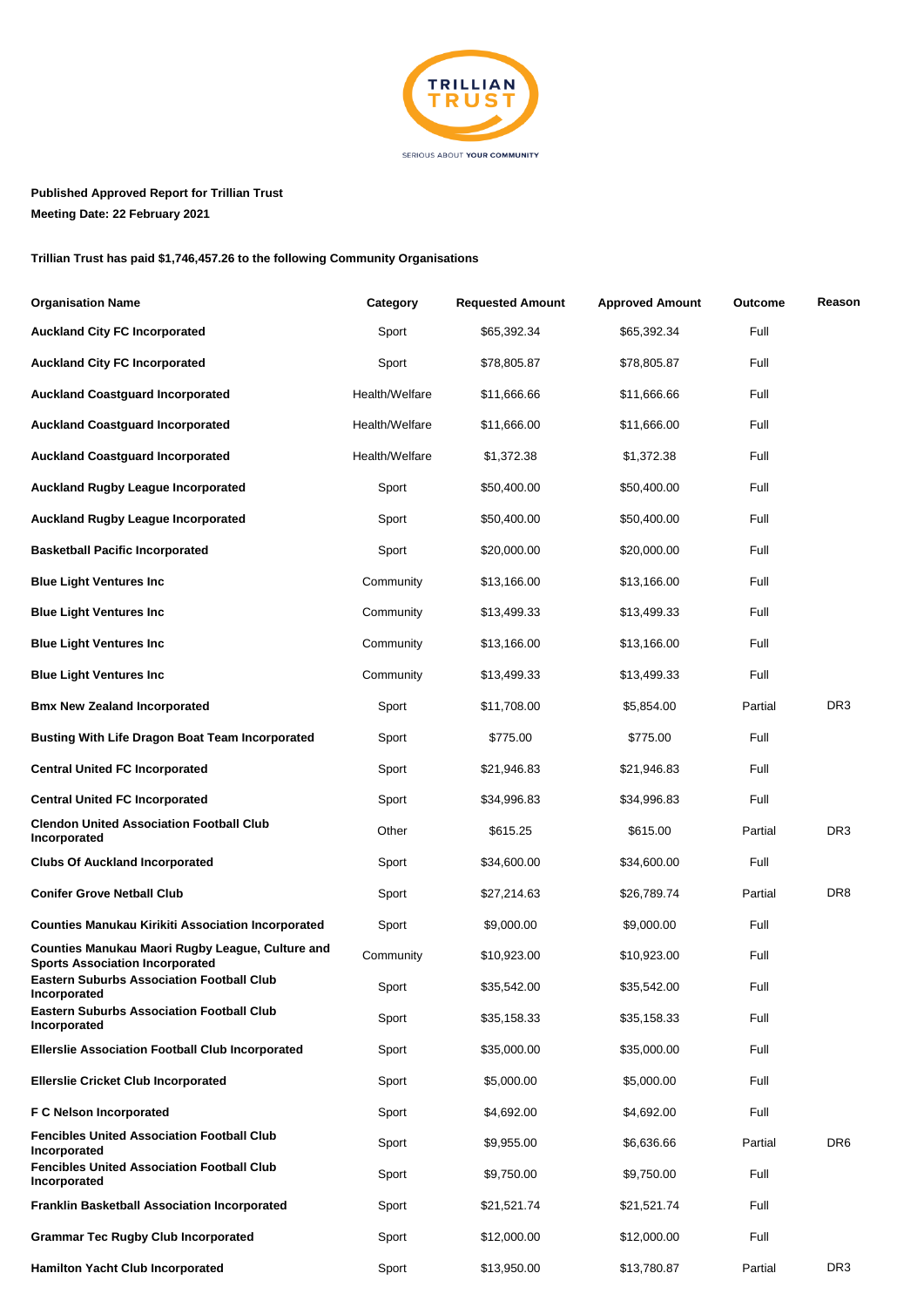TRILLIAN TRUST

SERIOUS ABOUT YOUR COMMUNITY

**Published Approved Report for Trillian Trust**

**Meeting Date: 22 February 2021**

**Trillian Trust has paid $1,746,457.26 to the following Community Organisations**

| Organisation Name | Category | Requested Amount | Approved Amount | Outcome | Reason |
|---|---|---|---|---|---|
| **Auckland City FC Incorporated** | Sport | $65,392.34 | $65,392.34 | Full | |
| **Auckland City FC Incorporated** | Sport | $78,805.87 | $78,805.87 | Full | |
| **Auckland Coastguard Incorporated** | Health/Welfare | $11,666.66 | $11,666.66 | Full | |
| **Auckland Coastguard Incorporated** | Health/Welfare | $11,666.00 | $11,666.00 | Full | |
| **Auckland Coastguard Incorporated** | Health/Welfare | $1,372.38 | $1,372.38 | Full | |
| **Auckland Rugby League Incorporated** | Sport | $50,400.00 | $50,400.00 | Full | |
| **Auckland Rugby League Incorporated** | Sport | $50,400.00 | $50,400.00 | Full | |
| **Basketball Pacific Incorporated** | Sport | $20,000.00 | $20,000.00 | Full | |
| **Blue Light Ventures Inc** | Community | $13,166.00 | $13,166.00 | Full | |
| **Blue Light Ventures Inc** | Community | $13,499.33 | $13,499.33 | Full | |
| **Blue Light Ventures Inc** | Community | $13,166.00 | $13,166.00 | Full | |
| **Blue Light Ventures Inc** | Community | $13,499.33 | $13,499.33 | Full | |
| **Bmx New Zealand Incorporated** | Sport | $11,708.00 | $5,854.00 | Partial | DR3 |
| **Busting With Life Dragon Boat Team Incorporated** | Sport | $775.00 | $775.00 | Full | |
| **Central United FC Incorporated** | Sport | $21,946.83 | $21,946.83 | Full | |
| **Central United FC Incorporated** | Sport | $34,996.83 | $34,996.83 | Full | |
| **Clendon United Association Football Club Incorporated** | Other | $615.25 | $615.00 | Partial | DR3 |
| **Clubs Of Auckland Incorporated** | Sport | $34,600.00 | $34,600.00 | Full | |
| **Conifer Grove Netball Club** | Sport | $27,214.63 | $26,789.74 | Partial | DR8 |
| **Counties Manukau Kirikiti Association Incorporated** | Sport | $9,000.00 | $9,000.00 | Full | |
| **Counties Manukau Maori Rugby League, Culture and Sports Association Incorporated** | Community | $10,923.00 | $10,923.00 | Full | |
| **Eastern Suburbs Association Football Club Incorporated** | Sport | $35,542.00 | $35,542.00 | Full | |
| **Eastern Suburbs Association Football Club Incorporated** | Sport | $35,158.33 | $35,158.33 | Full | |
| **Ellerslie Association Football Club Incorporated** | Sport | $35,000.00 | $35,000.00 | Full | |
| **Ellerslie Cricket Club Incorporated** | Sport | $5,000.00 | $5,000.00 | Full | |
| **F C Nelson Incorporated** | Sport | $4,692.00 | $4,692.00 | Full | |
| **Fencibles United Association Football Club Incorporated** | Sport | $9,955.00 | $6,636.66 | Partial | DR6 |
| **Fencibles United Association Football Club Incorporated** | Sport | $9,750.00 | $9,750.00 | Full | |
| **Franklin Basketball Association Incorporated** | Sport | $21,521.74 | $21,521.74 | Full | |
| **Grammar Tec Rugby Club Incorporated** | Sport | $12,000.00 | $12,000.00 | Full | |
| **Hamilton Yacht Club Incorporated** | Sport | $13,950.00 | $13,780.87 | Partial | DR3 |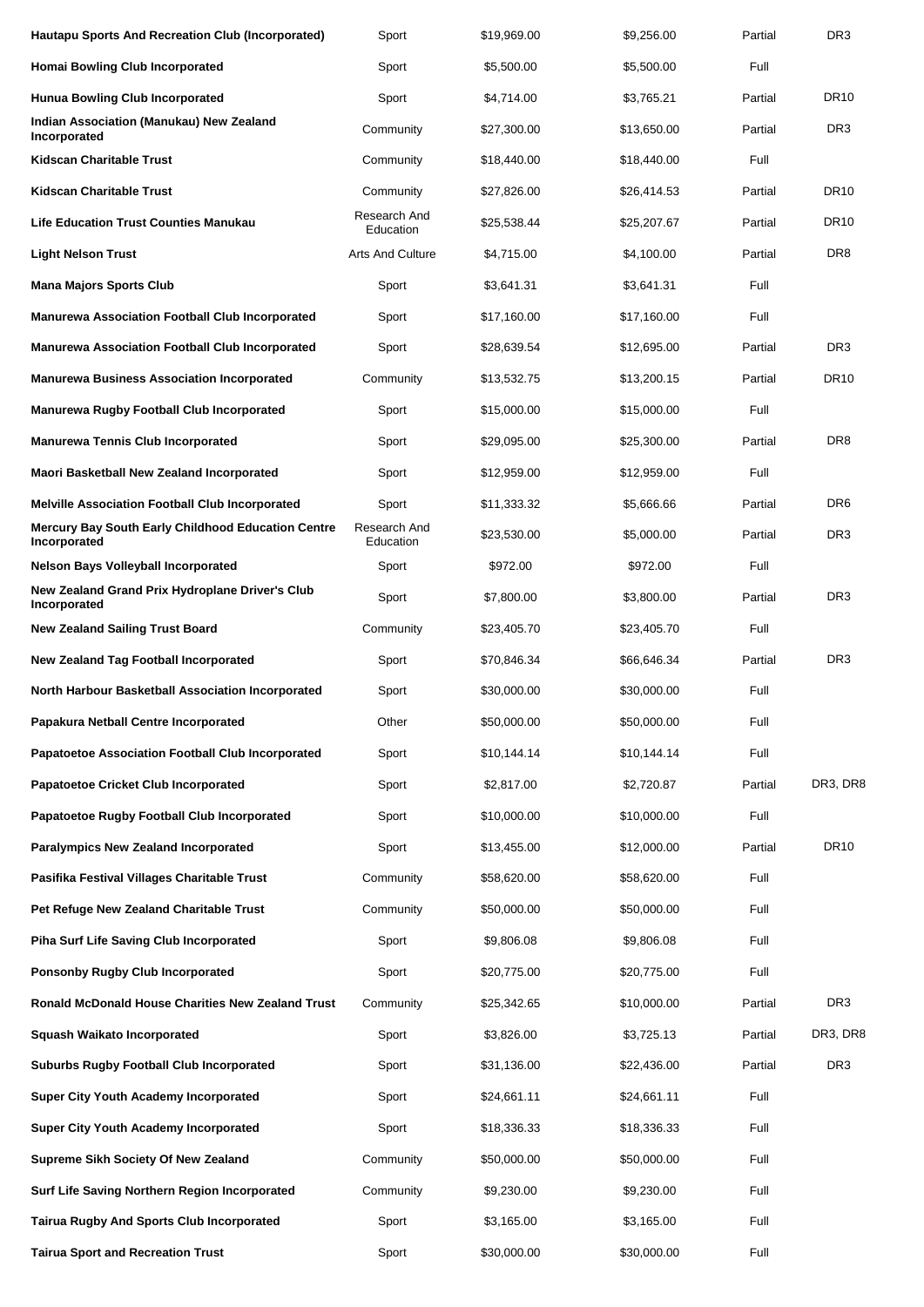| | | | | | |
|---|---|---|---|---|---|
| **Hautapu Sports And Recreation Club (Incorporated)** | Sport | $19,969.00 | $9,256.00 | Partial | DR3 |
| **Homai Bowling Club Incorporated** | Sport | $5,500.00 | $5,500.00 | Full | |
| **Hunua Bowling Club Incorporated** | Sport | $4,714.00 | $3,765.21 | Partial | DR10 |
| **Indian Association (Manukau) New Zealand Incorporated** | Community | $27,300.00 | $13,650.00 | Partial | DR3 |
| **Kidscan Charitable Trust** | Community | $18,440.00 | $18,440.00 | Full | |
| **Kidscan Charitable Trust** | Community | $27,826.00 | $26,414.53 | Partial | DR10 |
| **Life Education Trust Counties Manukau** | Research And Education | $25,538.44 | $25,207.67 | Partial | DR10 |
| **Light Nelson Trust** | Arts And Culture | $4,715.00 | $4,100.00 | Partial | DR8 |
| **Mana Majors Sports Club** | Sport | $3,641.31 | $3,641.31 | Full | |
| **Manurewa Association Football Club Incorporated** | Sport | $17,160.00 | $17,160.00 | Full | |
| **Manurewa Association Football Club Incorporated** | Sport | $28,639.54 | $12,695.00 | Partial | DR3 |
| **Manurewa Business Association Incorporated** | Community | $13,532.75 | $13,200.15 | Partial | DR10 |
| **Manurewa Rugby Football Club Incorporated** | Sport | $15,000.00 | $15,000.00 | Full | |
| **Manurewa Tennis Club Incorporated** | Sport | $29,095.00 | $25,300.00 | Partial | DR8 |
| **Maori Basketball New Zealand Incorporated** | Sport | $12,959.00 | $12,959.00 | Full | |
| **Melville Association Football Club Incorporated** | Sport | $11,333.32 | $5,666.66 | Partial | DR6 |
| **Mercury Bay South Early Childhood Education Centre Incorporated** | Research And Education | $23,530.00 | $5,000.00 | Partial | DR3 |
| **Nelson Bays Volleyball Incorporated** | Sport | $972.00 | $972.00 | Full | |
| **New Zealand Grand Prix Hydroplane Driver's Club Incorporated** | Sport | $7,800.00 | $3,800.00 | Partial | DR3 |
| **New Zealand Sailing Trust Board** | Community | $23,405.70 | $23,405.70 | Full | |
| **New Zealand Tag Football Incorporated** | Sport | $70,846.34 | $66,646.34 | Partial | DR3 |
| **North Harbour Basketball Association Incorporated** | Sport | $30,000.00 | $30,000.00 | Full | |
| **Papakura Netball Centre Incorporated** | Other | $50,000.00 | $50,000.00 | Full | |
| **Papatoetoe Association Football Club Incorporated** | Sport | $10,144.14 | $10,144.14 | Full | |
| **Papatoetoe Cricket Club Incorporated** | Sport | $2,817.00 | $2,720.87 | Partial | DR3, DR8 |
| **Papatoetoe Rugby Football Club Incorporated** | Sport | $10,000.00 | $10,000.00 | Full | |
| **Paralympics New Zealand Incorporated** | Sport | $13,455.00 | $12,000.00 | Partial | DR10 |
| **Pasifika Festival Villages Charitable Trust** | Community | $58,620.00 | $58,620.00 | Full | |
| **Pet Refuge New Zealand Charitable Trust** | Community | $50,000.00 | $50,000.00 | Full | |
| **Piha Surf Life Saving Club Incorporated** | Sport | $9,806.08 | $9,806.08 | Full | |
| **Ponsonby Rugby Club Incorporated** | Sport | $20,775.00 | $20,775.00 | Full | |
| **Ronald McDonald House Charities New Zealand Trust** | Community | $25,342.65 | $10,000.00 | Partial | DR3 |
| **Squash Waikato Incorporated** | Sport | $3,826.00 | $3,725.13 | Partial | DR3, DR8 |
| **Suburbs Rugby Football Club Incorporated** | Sport | $31,136.00 | $22,436.00 | Partial | DR3 |
| **Super City Youth Academy Incorporated** | Sport | $24,661.11 | $24,661.11 | Full | |
| **Super City Youth Academy Incorporated** | Sport | $18,336.33 | $18,336.33 | Full | |
| **Supreme Sikh Society Of New Zealand** | Community | $50,000.00 | $50,000.00 | Full | |
| **Surf Life Saving Northern Region Incorporated** | Community | $9,230.00 | $9,230.00 | Full | |
| **Tairua Rugby And Sports Club Incorporated** | Sport | $3,165.00 | $3,165.00 | Full | |
| **Tairua Sport and Recreation Trust** | Sport | $30,000.00 | $30,000.00 | Full | |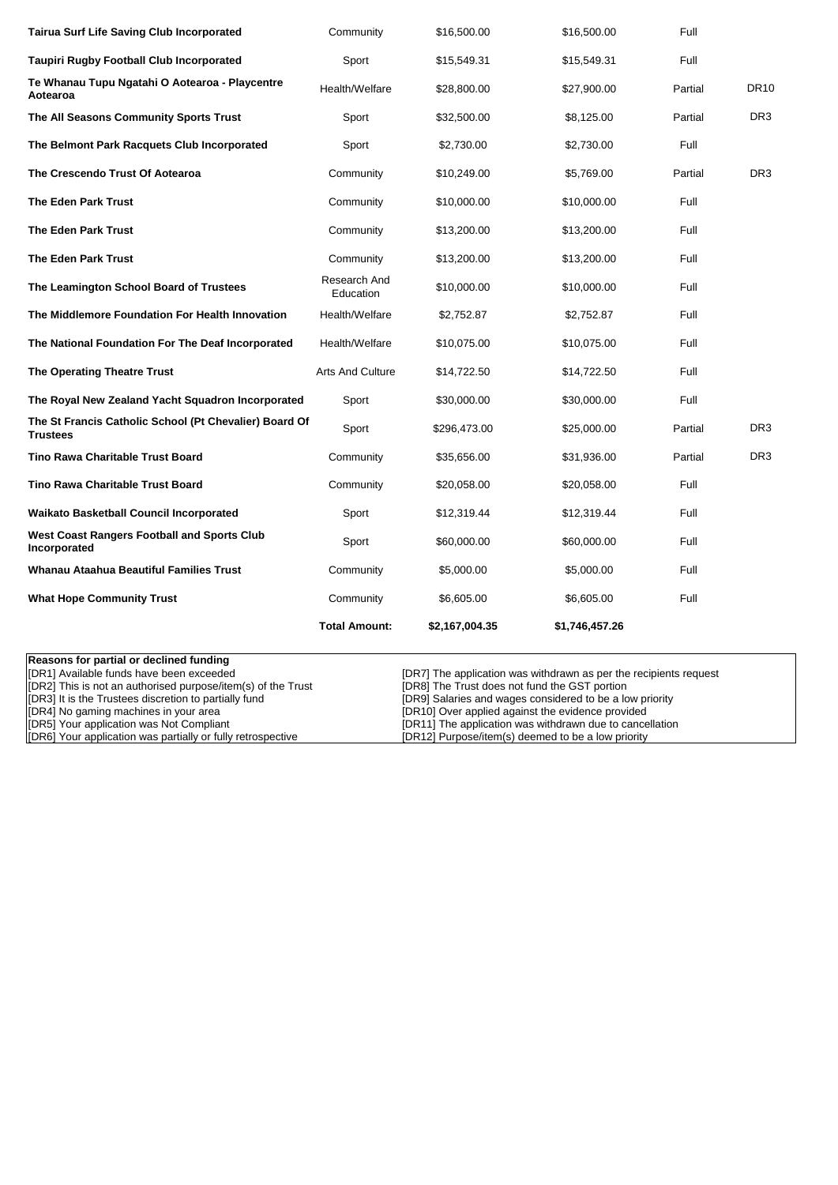| | | | | | |
|---|---|---|---|---|---|
| **Tairua Surf Life Saving Club Incorporated** | Community | $16,500.00 | $16,500.00 | Full | |
| **Taupiri Rugby Football Club Incorporated** | Sport | $15,549.31 | $15,549.31 | Full | |
| **Te Whanau Tupu Ngatahi O Aotearoa - Playcentre Aotearoa** | Health/Welfare | $28,800.00 | $27,900.00 | Partial | DR10 |
| **The All Seasons Community Sports Trust** | Sport | $32,500.00 | $8,125.00 | Partial | DR3 |
| **The Belmont Park Racquets Club Incorporated** | Sport | $2,730.00 | $2,730.00 | Full | |
| **The Crescendo Trust Of Aotearoa** | Community | $10,249.00 | $5,769.00 | Partial | DR3 |
| **The Eden Park Trust** | Community | $10,000.00 | $10,000.00 | Full | |
| **The Eden Park Trust** | Community | $13,200.00 | $13,200.00 | Full | |
| **The Eden Park Trust** | Community | $13,200.00 | $13,200.00 | Full | |
| **The Leamington School Board of Trustees** | Research And Education | $10,000.00 | $10,000.00 | Full | |
| **The Middlemore Foundation For Health Innovation** | Health/Welfare | $2,752.87 | $2,752.87 | Full | |
| **The National Foundation For The Deaf Incorporated** | Health/Welfare | $10,075.00 | $10,075.00 | Full | |
| **The Operating Theatre Trust** | Arts And Culture | $14,722.50 | $14,722.50 | Full | |
| **The Royal New Zealand Yacht Squadron Incorporated** | Sport | $30,000.00 | $30,000.00 | Full | |
| **The St Francis Catholic School (Pt Chevalier) Board Of Trustees** | Sport | $296,473.00 | $25,000.00 | Partial | DR3 |
| **Tino Rawa Charitable Trust Board** | Community | $35,656.00 | $31,936.00 | Partial | DR3 |
| **Tino Rawa Charitable Trust Board** | Community | $20,058.00 | $20,058.00 | Full | |
| **Waikato Basketball Council Incorporated** | Sport | $12,319.44 | $12,319.44 | Full | |
| **West Coast Rangers Football and Sports Club Incorporated** | Sport | $60,000.00 | $60,000.00 | Full | |
| **Whanau Ataahua Beautiful Families Trust** | Community | $5,000.00 | $5,000.00 | Full | |
| **What Hope Community Trust** | Community | $6,605.00 | $6,605.00 | Full | |
| | **Total Amount:** | **$2,167,004.35** | **$1,746,457.26** | | |

**Reasons for partial or declined funding**

[DR1] Available funds have been exceeded
[DR2] This is not an authorised purpose/item(s) of the Trust
[DR3] It is the Trustees discretion to partially fund
[DR4] No gaming machines in your area
[DR5] Your application was Not Compliant
[DR6] Your application was partially or fully retrospective
[DR7] The application was withdrawn as per the recipients request
[DR8] The Trust does not fund the GST portion
[DR9] Salaries and wages considered to be a low priority
[DR10] Over applied against the evidence provided
[DR11] The application was withdrawn due to cancellation
[DR12] Purpose/item(s) deemed to be a low priority